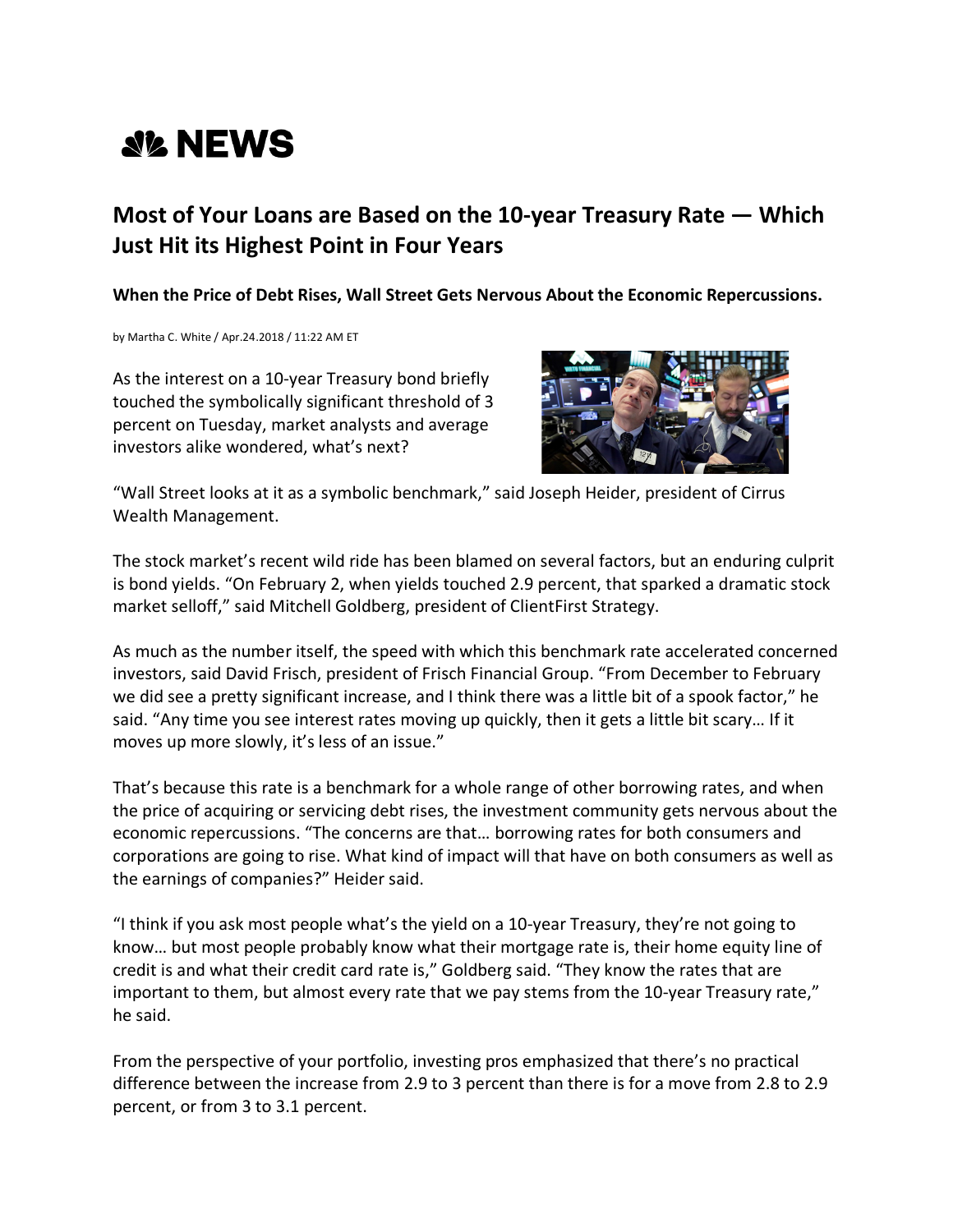# NBC NEWS

## Most of Your Loans are Based on the 10-year Treasury Rate — Which Just Hit its Highest Point in Four Years

### When the Price of Debt Rises, Wall Street Gets Nervous About the Economic Repercussions.

by Martha C. White / Apr.24.2018 / 11:22 AM ET

As the interest on a 10-year Treasury bond briefly touched the symbolically significant threshold of 3 percent on Tuesday, market analysts and average investors alike wondered, what's next?

"Wall Street looks at it as a symbolic benchmark," said Joseph Heider, president of Cirrus Wealth Management.

The stock market's recent wild ride has been blamed on several factors, but an enduring culprit is bond yields. "On February 2, when yields touched 2.9 percent, that sparked a dramatic stock market selloff," said Mitchell Goldberg, president of ClientFirst Strategy.

As much as the number itself, the speed with which this benchmark rate accelerated concerned investors, said David Frisch, president of Frisch Financial Group. "From December to February we did see a pretty significant increase, and I think there was a little bit of a spook factor," he said. "Any time you see interest rates moving up quickly, then it gets a little bit scary… If it moves up more slowly, it's less of an issue."

That's because this rate is a benchmark for a whole range of other borrowing rates, and when the price of acquiring or servicing debt rises, the investment community gets nervous about the economic repercussions. "The concerns are that… borrowing rates for both consumers and corporations are going to rise. What kind of impact will that have on both consumers as well as the earnings of companies?" Heider said.

"I think if you ask most people what's the yield on a 10-year Treasury, they're not going to know… but most people probably know what their mortgage rate is, their home equity line of credit is and what their credit card rate is," Goldberg said. "They know the rates that are important to them, but almost every rate that we pay stems from the 10-year Treasury rate," he said.

From the perspective of your portfolio, investing pros emphasized that there's no practical difference between the increase from 2.9 to 3 percent than there is for a move from 2.8 to 2.9 percent, or from 3 to 3.1 percent.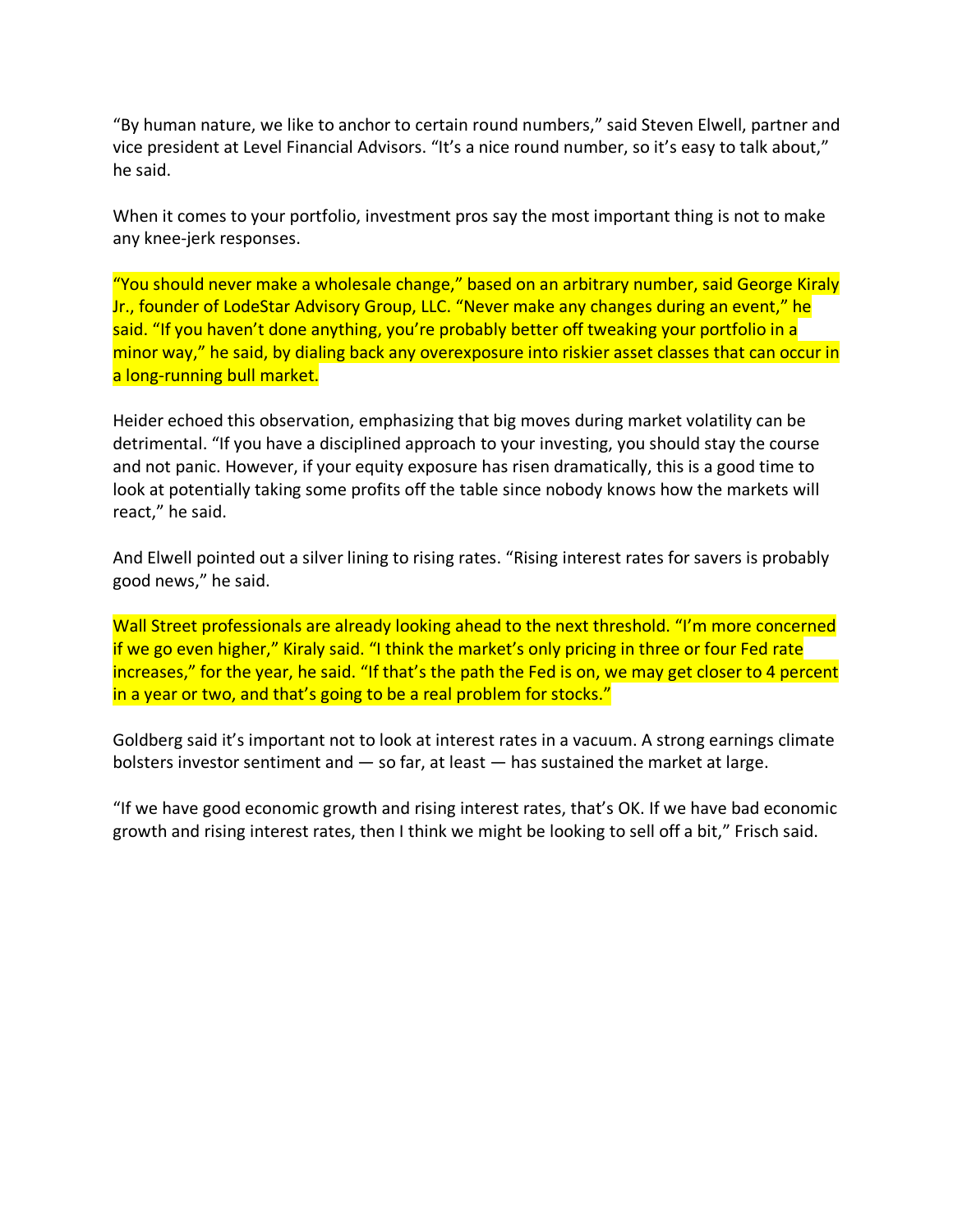"By human nature, we like to anchor to certain round numbers," said Steven Elwell, partner and vice president at Level Financial Advisors. "It's a nice round number, so it's easy to talk about," he said.

When it comes to your portfolio, investment pros say the most important thing is not to make any knee-jerk responses.

"You should never make a wholesale change," based on an arbitrary number, said George Kiraly Jr., founder of LodeStar Advisory Group, LLC. "Never make any changes during an event," he said. "If you haven't done anything, you're probably better off tweaking your portfolio in a minor way," he said, by dialing back any overexposure into riskier asset classes that can occur in a long-running bull market.

Heider echoed this observation, emphasizing that big moves during market volatility can be detrimental. "If you have a disciplined approach to your investing, you should stay the course and not panic. However, if your equity exposure has risen dramatically, this is a good time to look at potentially taking some profits off the table since nobody knows how the markets will react," he said.

And Elwell pointed out a silver lining to rising rates. "Rising interest rates for savers is probably good news," he said.

Wall Street professionals are already looking ahead to the next threshold. "I'm more concerned if we go even higher," Kiraly said. "I think the market's only pricing in three or four Fed rate increases," for the year, he said. "If that's the path the Fed is on, we may get closer to 4 percent in a year or two, and that's going to be a real problem for stocks."

Goldberg said it's important not to look at interest rates in a vacuum. A strong earnings climate bolsters investor sentiment and — so far, at least — has sustained the market at large.

"If we have good economic growth and rising interest rates, that's OK. If we have bad economic growth and rising interest rates, then I think we might be looking to sell off a bit," Frisch said.